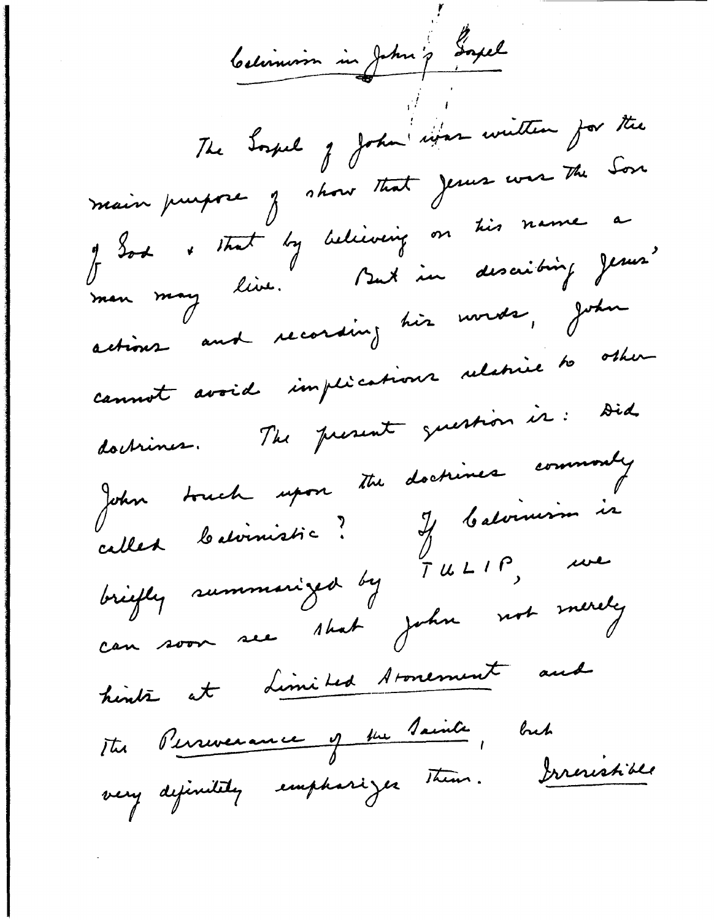# Calvinism in John's Gospel

The Gospel of John was written for the main purpose of show that Jesus was the Son of God & that by believing on his name a man may live. But in describing Jesus' actions and recording his words, John cannot avoid implications relative to other doctrines. The present question is: Did John touch upon the doctrines commonly called Calvinistic? If Calvinism is briefly summarized by TULIP, we can soon see that John not merely hints at Limited Atonement and the Perseverance of the Saints, but very definitely emphasizes them. Irresistible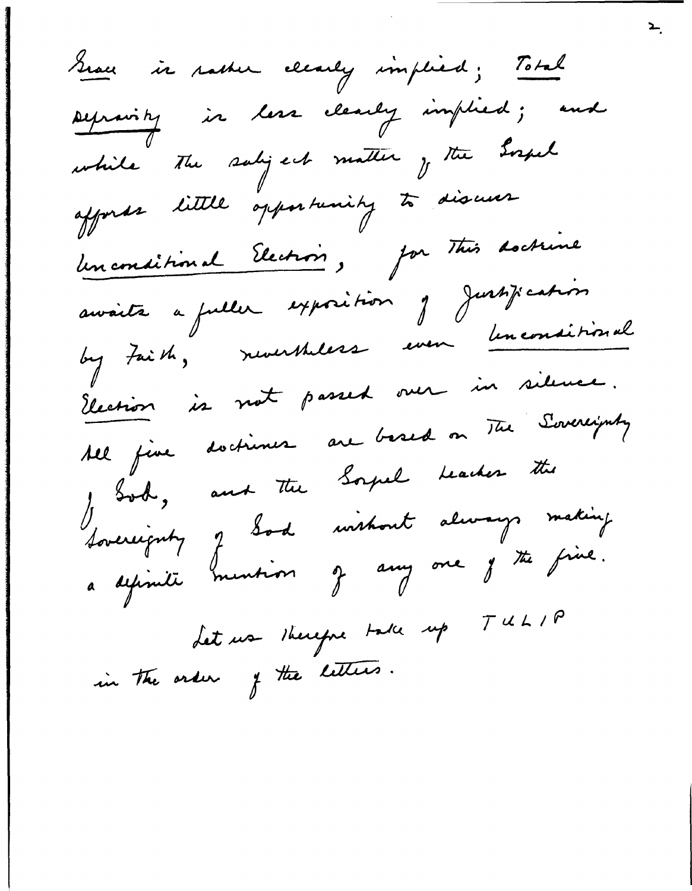Grace is rather clearly implied; Total Depravity is less clearly implied; and while the subject matter of the Gospel affords little opportunity to discuss Unconditional Election, for this doctrine awaits a fuller exposition of Justification by Faith, nevertheless even Unconditional Election is not passed over in silence. All five doctrines are based on the Sovereignty of God, and the Gospel teaches the Sovereignty of God without always making a definite mention of any one of the five.

Let us therefore take up TULIP in the order of the letters.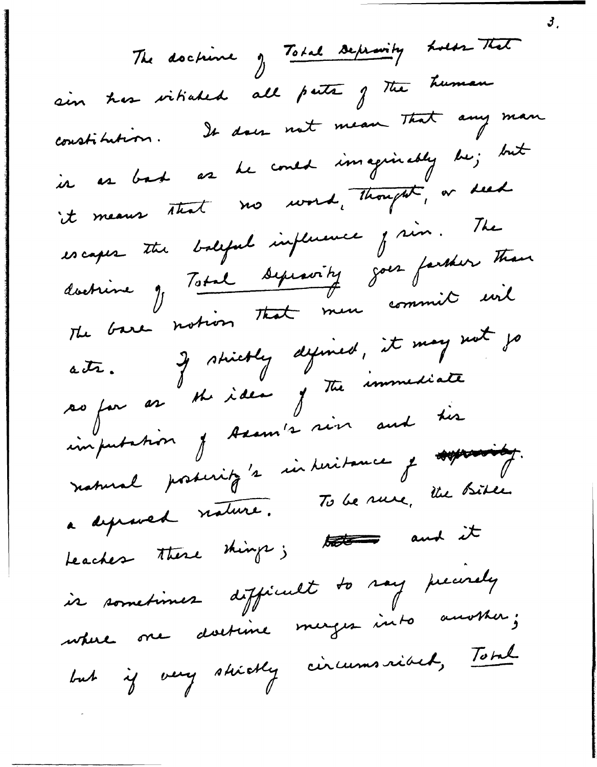The doctrine of *Total Depravity* holds that sin has vitiated all parts of the human constitution. It does not mean that any man is as bad as he could imaginably be; but it means that no word, thought, or deed escapes the baleful influence of sin. The doctrine of *Total Depravity* goes farther than the bare notion that men commit evil acts. If strictly defined, it may not go so far as the idea of the immediate imputation of Adam's sin and his natural posterity's inheritance of ~~depravity~~ a depraved nature. To be sure, the Bible teaches these things; ~~but~~ and it is sometimes difficult to say precisely where one doctrine merges into another; but if very strictly circumscribed, *Total*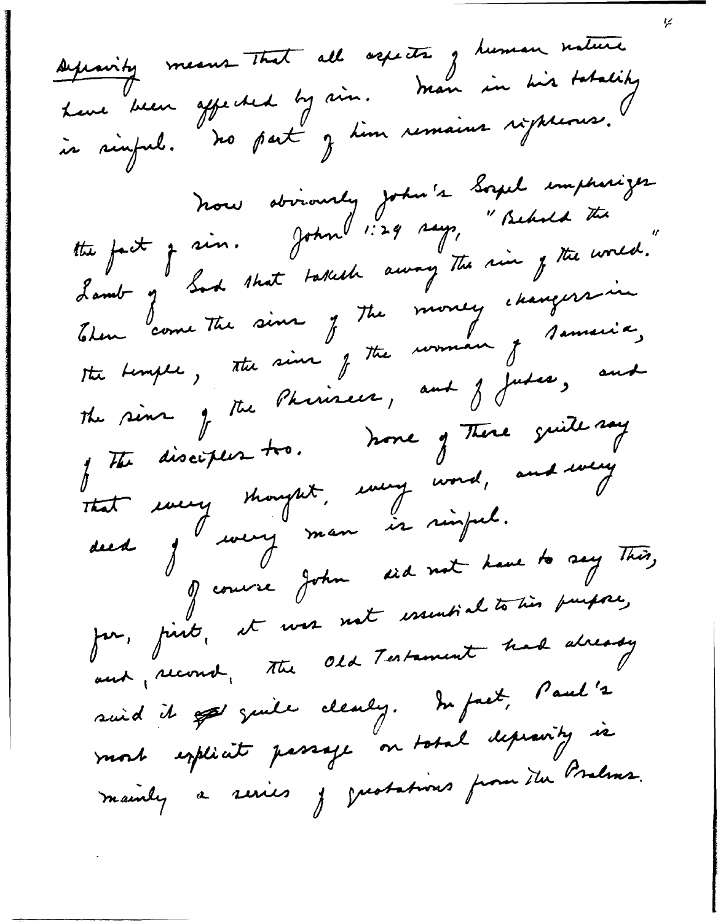Depravity means that all aspects of human nature have been affected by sin. Man in his totality is sinful. No part of him remains righteous.

Now obviously John's Gospel emphasizes the fact of sin. John 1:29 says, "Behold the Lamb of God that taketh away the sin of the world." Then come the sins of the money changers in the temple, the sins of the woman of Samaria, the sins of the Pharisees, and of Judas, and of the disciples too. None of these quite say that every thought, every word, and every deed of every man is sinful.

Of course John did not have to say this, for, first, it was not essential to his purpose, and, second, the Old Testament had already said it quite clearly. In fact, Paul's most explicit passage on total depravity is mainly a series of quotations from the Psalms.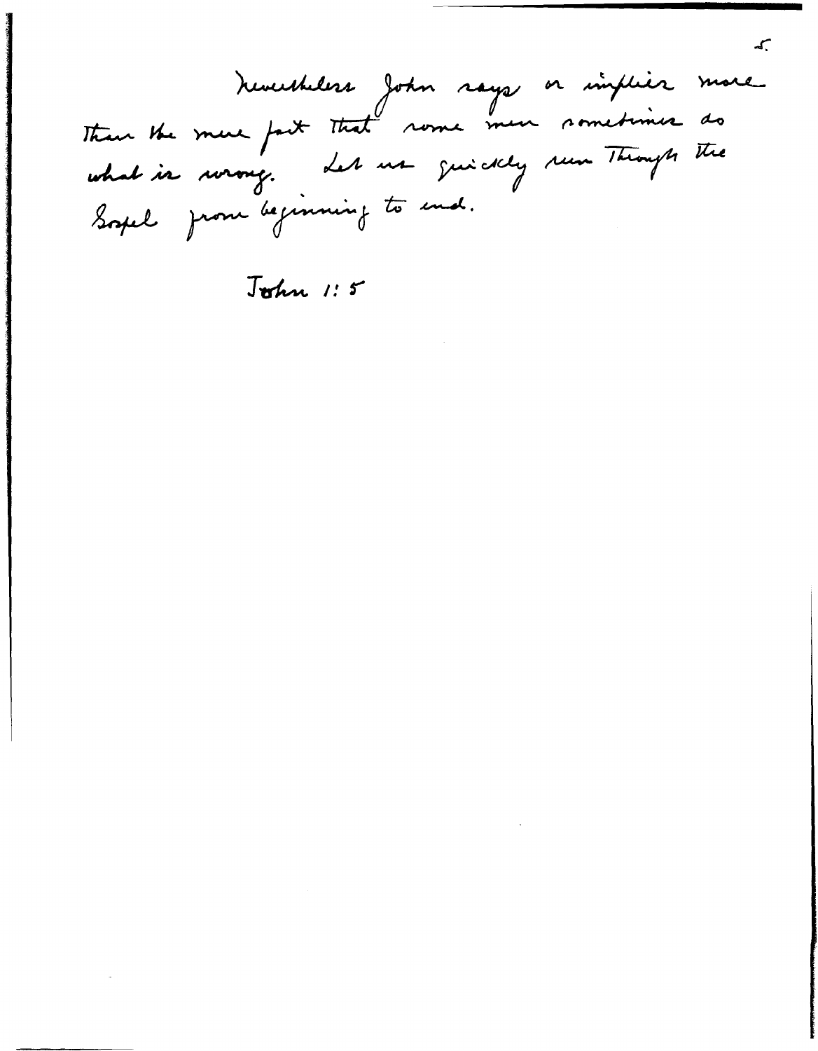Nevertheless John says or implies more than the mere fact that some men sometimes do what is wrong. Let us quickly run through the Gospel from beginning to end.

John 1:5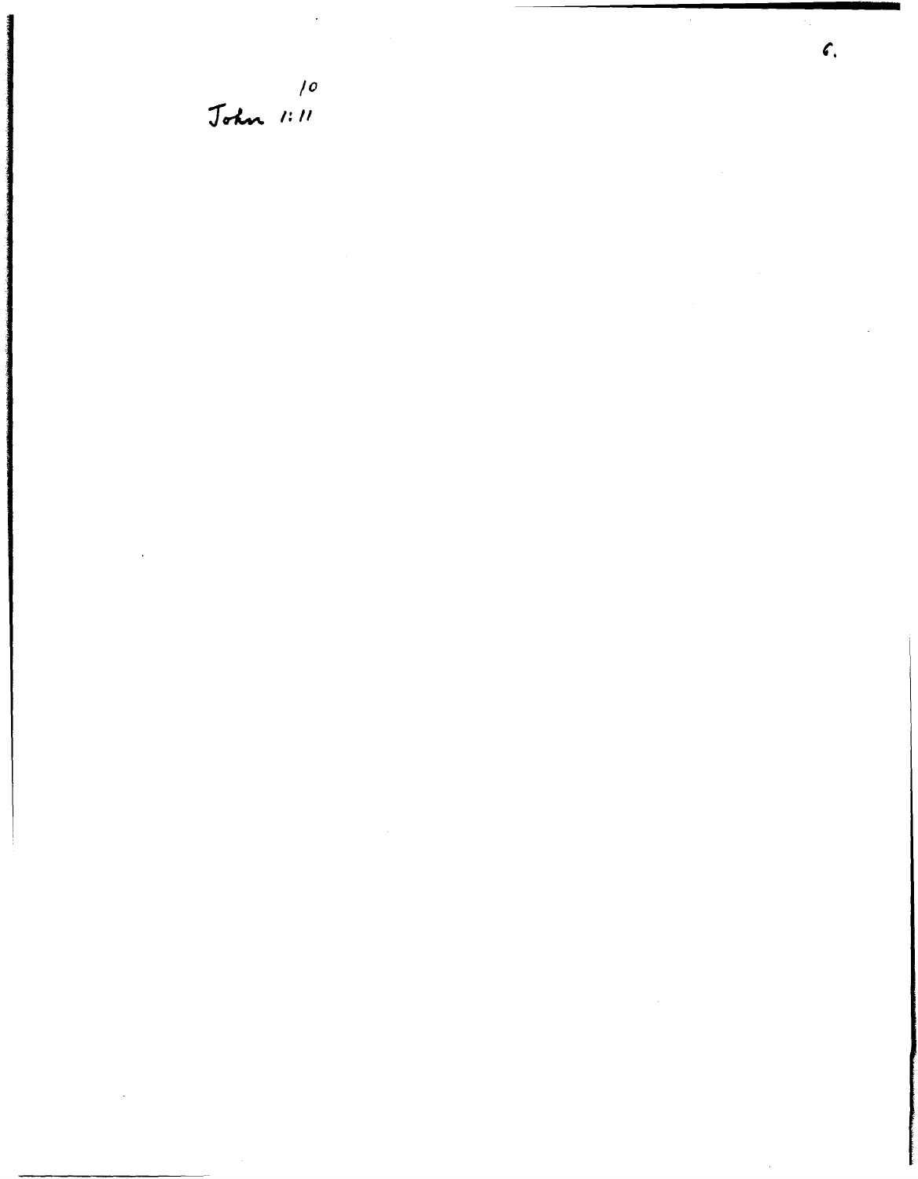10
John 1:11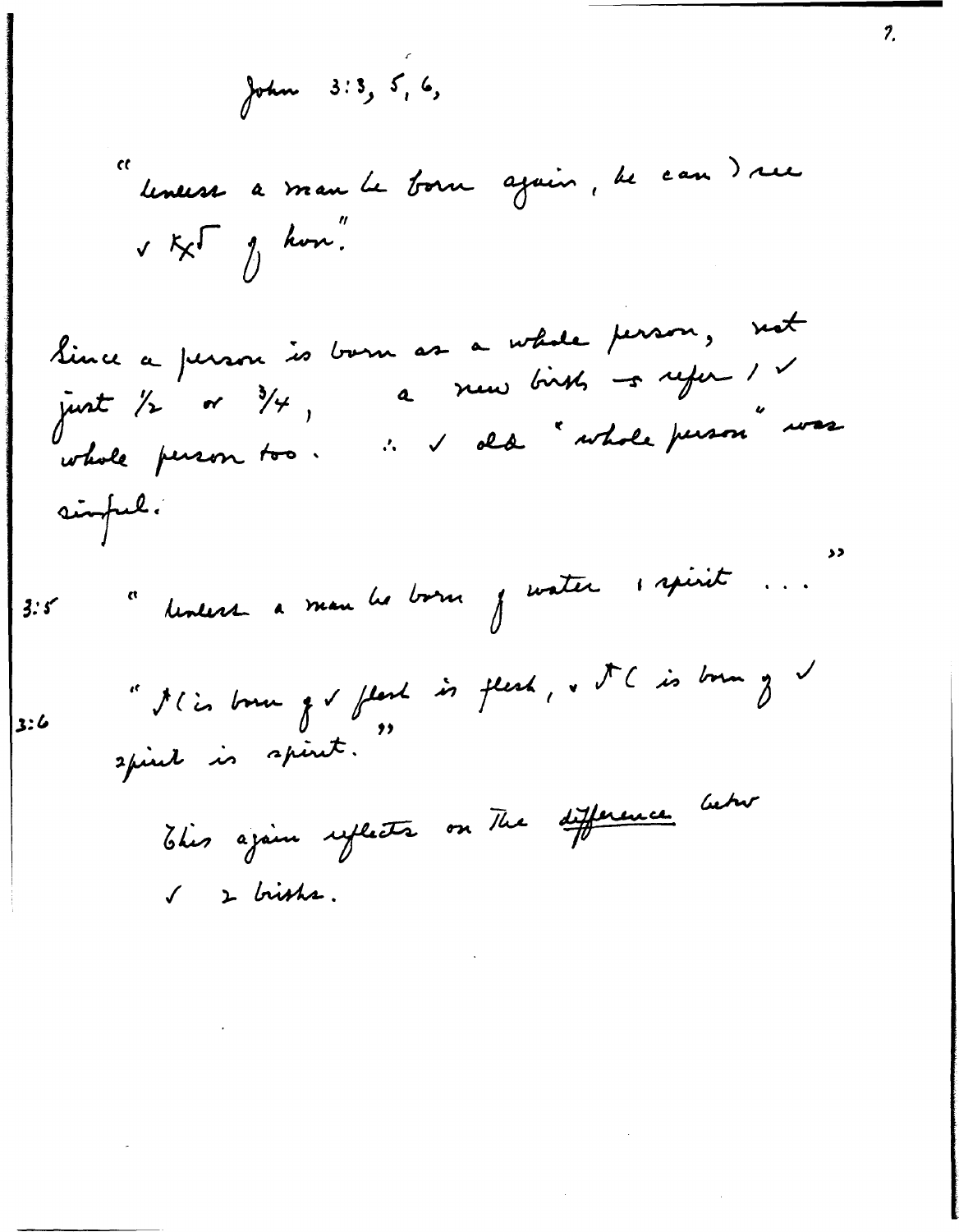John 3:3, 5, 6,

"Unless a man be born again, he can't see the KoG of heaven."

Since a person is born as a whole person, not just ½ or ¾, a new birth must refer to the whole person too. ∴ the old "whole person" was sinful.

3:5 "Unless a man be born of water and spirit ..."

3:6 "That which is born of the flesh is flesh, and that which is born of the spirit is spirit."

This again reflects on the <u>difference</u> between the 2 births.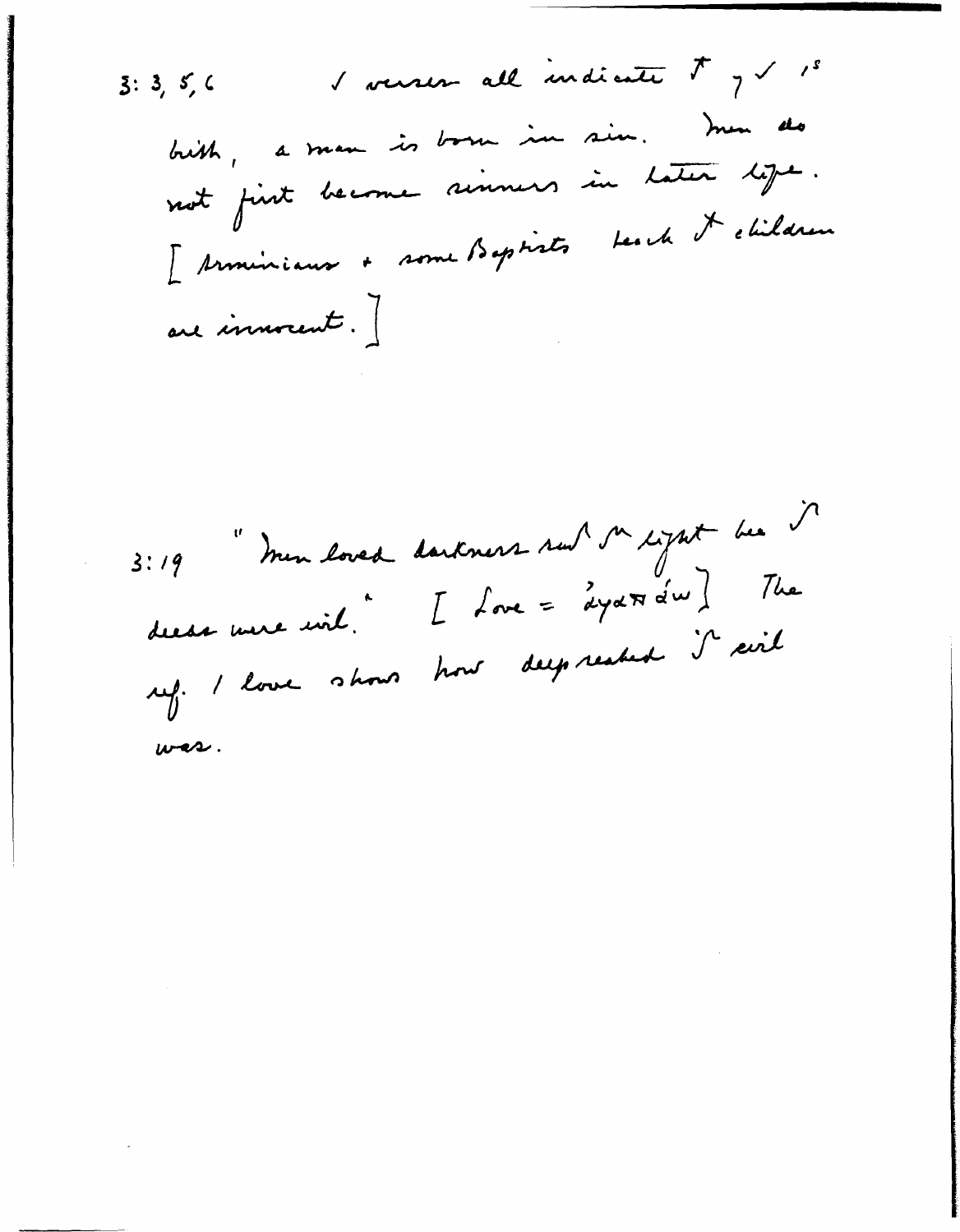3: 3, 5, 6 &nbsp;&nbsp;&nbsp;&nbsp; √ verses all indicate ∴ ∵ √ 1st birth, a man is born in sin. Men do not first become sinners in later life. [Arminians + some Baptists teach ∴ children are innocent.]

3:19 &nbsp;&nbsp; "Men loved darkness rather ∴ light bec ∴ deeds were evil." [Love = ἀγαπάω] The ref. to love shows how deep seated ∴ evil was.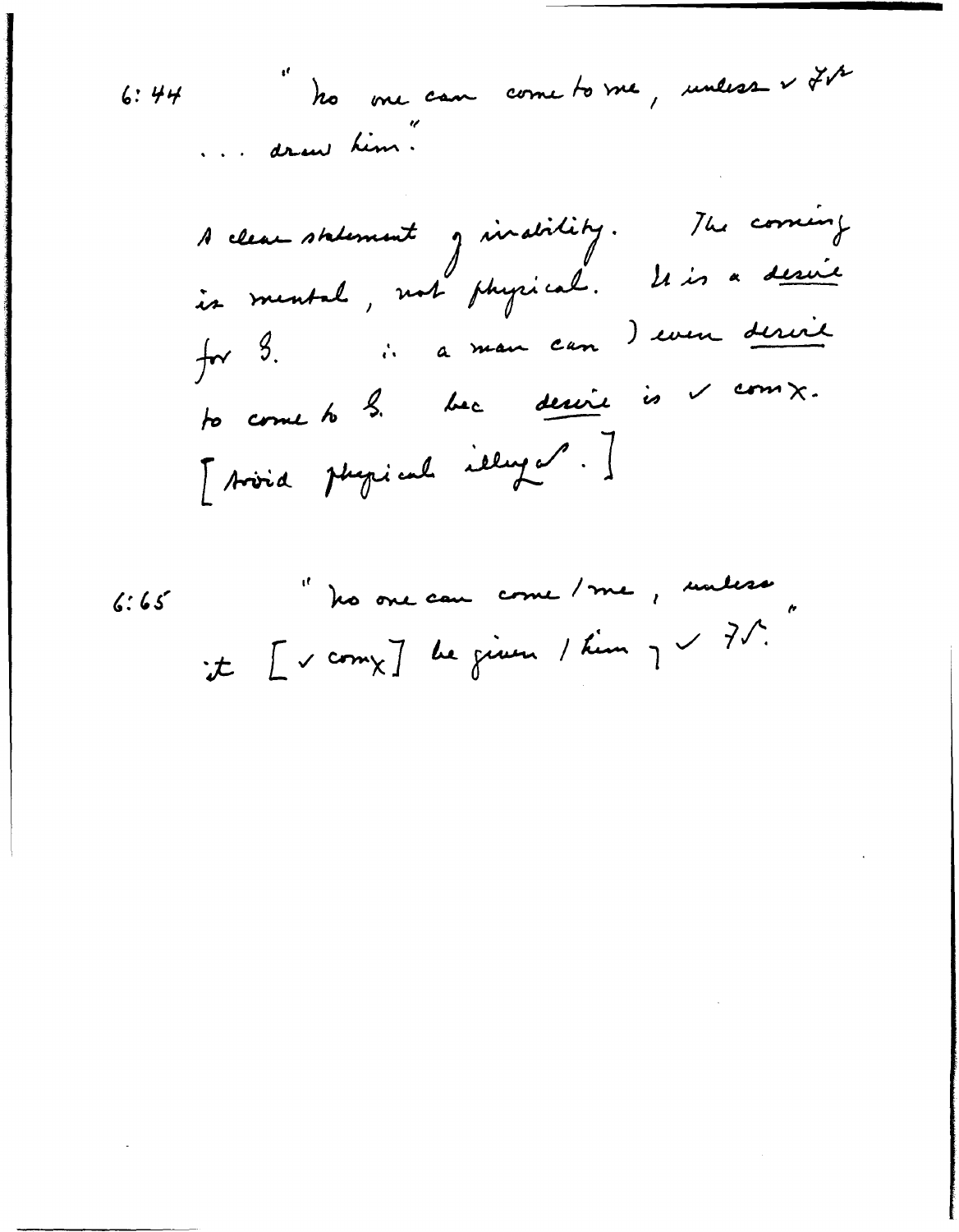6:44 "No one can come to me, unless ✓ F[r] ... draw him."

A clear statement of inability. The coming is mental, not physical. It is a desire for G. ∴ a man can ) even desire to come to G. bec desire is ✓ comx.
[Avoid physical illust.]

6:65 "No one can come / me, unless it [✓ comx] be given / him ] ✓ F[r]."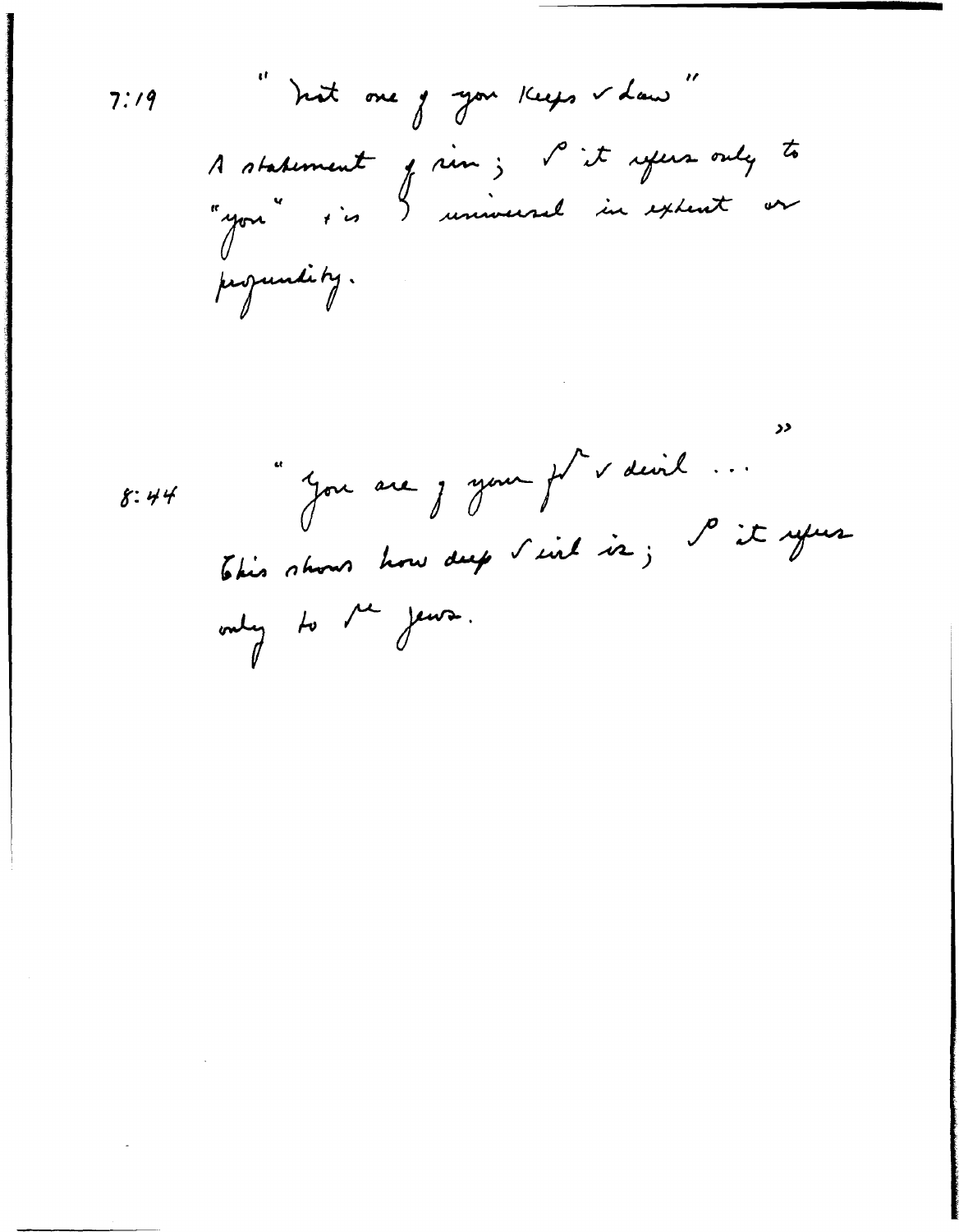7:19 "Not one of you keeps ✓ law"

A statement of sin; ℓ it refers only to "you" + is ) universal in extent or profundity.

8:44 "You are of your f^r ✓ devil ..."

This shows how deep ✓ evil is; ℓ it refers only to ℓ^e Jews.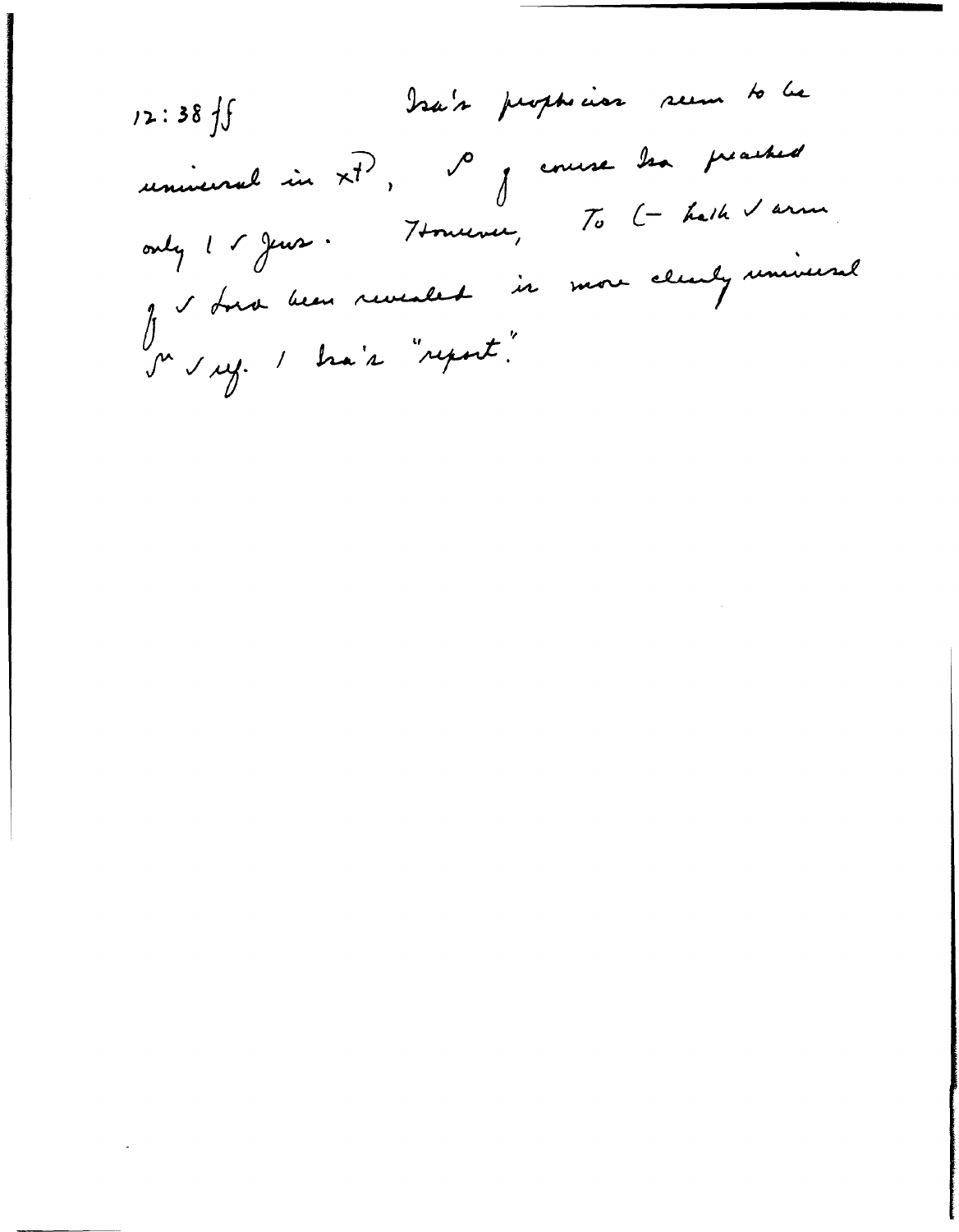12:38 ff        Isa's prophecies seem to be universal in xt, ✓ of course Isa preached only 1 ✓ Jews. However, To ( - hath ✓ arm of ✓ Lord been revealed is more clearly universal in ✓ ref. 1 Isa's "report."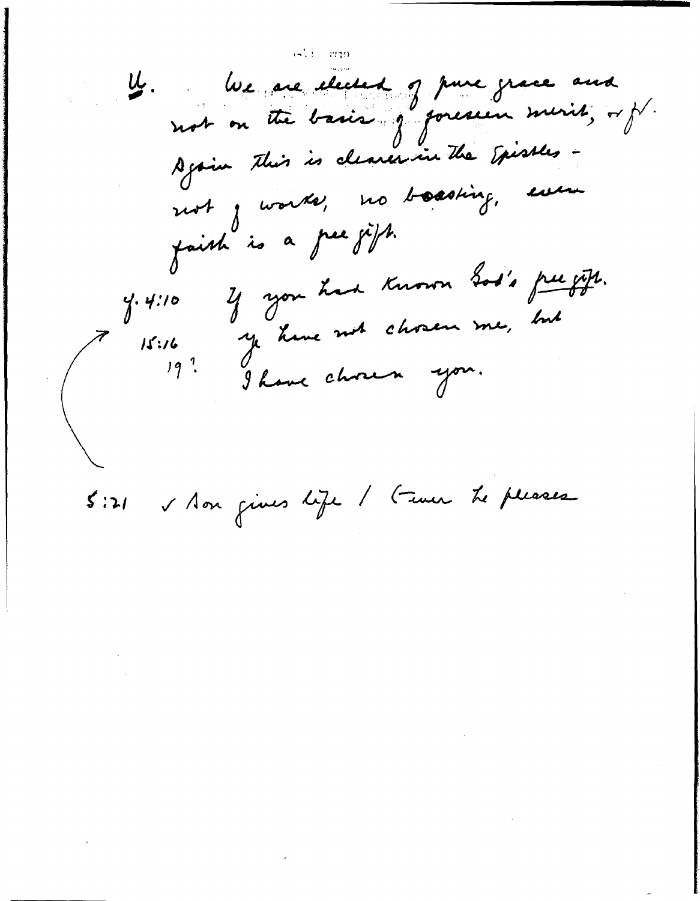4. We are elected of pure grace and not on the basis of foreseen merit, or ƒ.
Again this is clearer in the Epistles – not of works, no boasting, even faith is a free gift.

J. 4:10 If you had known God's free gift.

15:16 Ye have not chosen me, but
19? I have chosen you.

5:21 ✓ Son gives life / Whom he pleases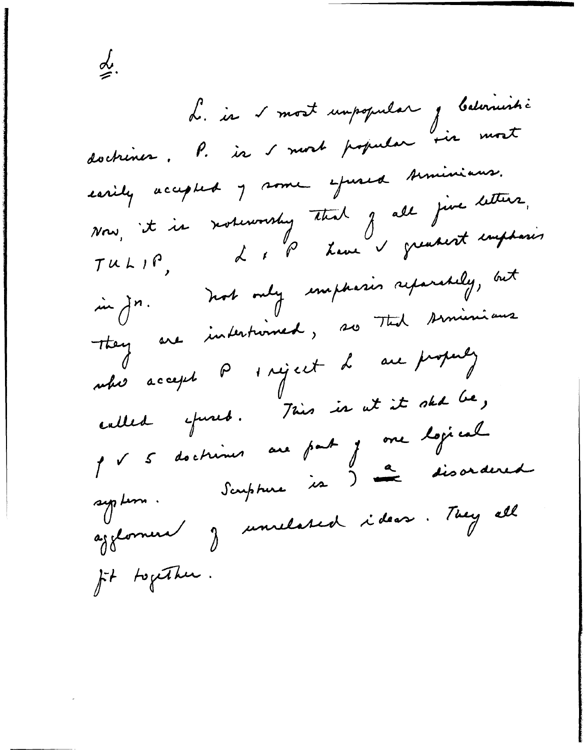## L.

L. is ✓ most unpopular of Calvinistic doctrines. P. is ✓ most popular & is most easily accepted by some confused Arminians. Now, it is noteworthy that of all five letters, TULIP, L & P have ✓ greatest emphasis in Jn. Not only emphasis separately, but they are intertwined, so that Arminians who accept P & reject L are properly called confused. This is at it shd be, for ✓ 5 doctrines are part of one logical system. Scripture is ) a disordered agglomera of unrelated ideas. They all fit together.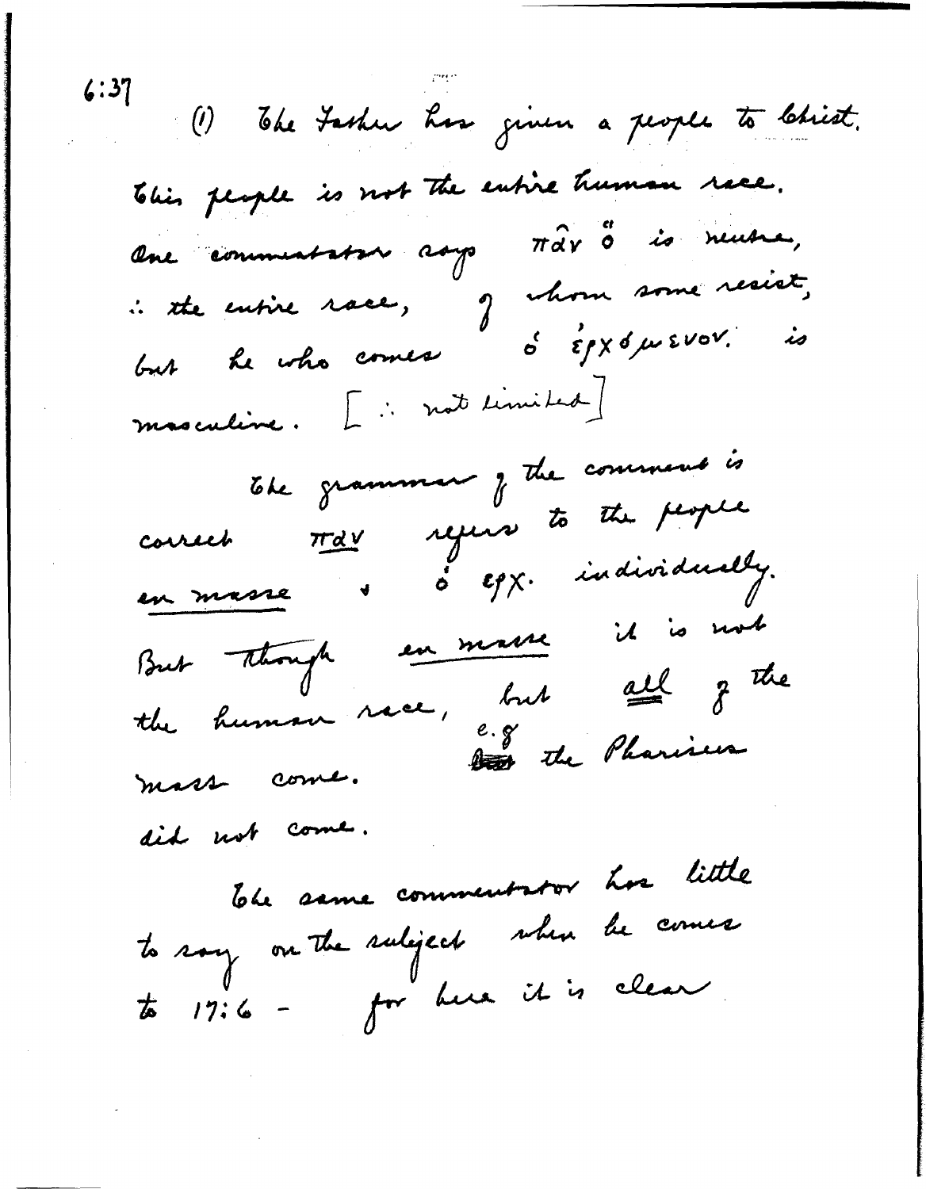6:37

(1) The Father has given a people to Christ. This people is not the entire human race. One commentator says πᾶν ὅ is neuter, ∴ the entire race, of whom some resist, but he who comes ὁ ἐρχόμενον. is masculine. [∴ not limited]

The grammar of the comment is correct πᾶν refers to the people en masse & ὁ ἐρχ. individually. But ~~though~~ en masse it is not the human race, but all of the mass come. e.g. the Pharisees did not come.

The same commentator has little to say on the subject when he comes to 17:6 – for here it is clear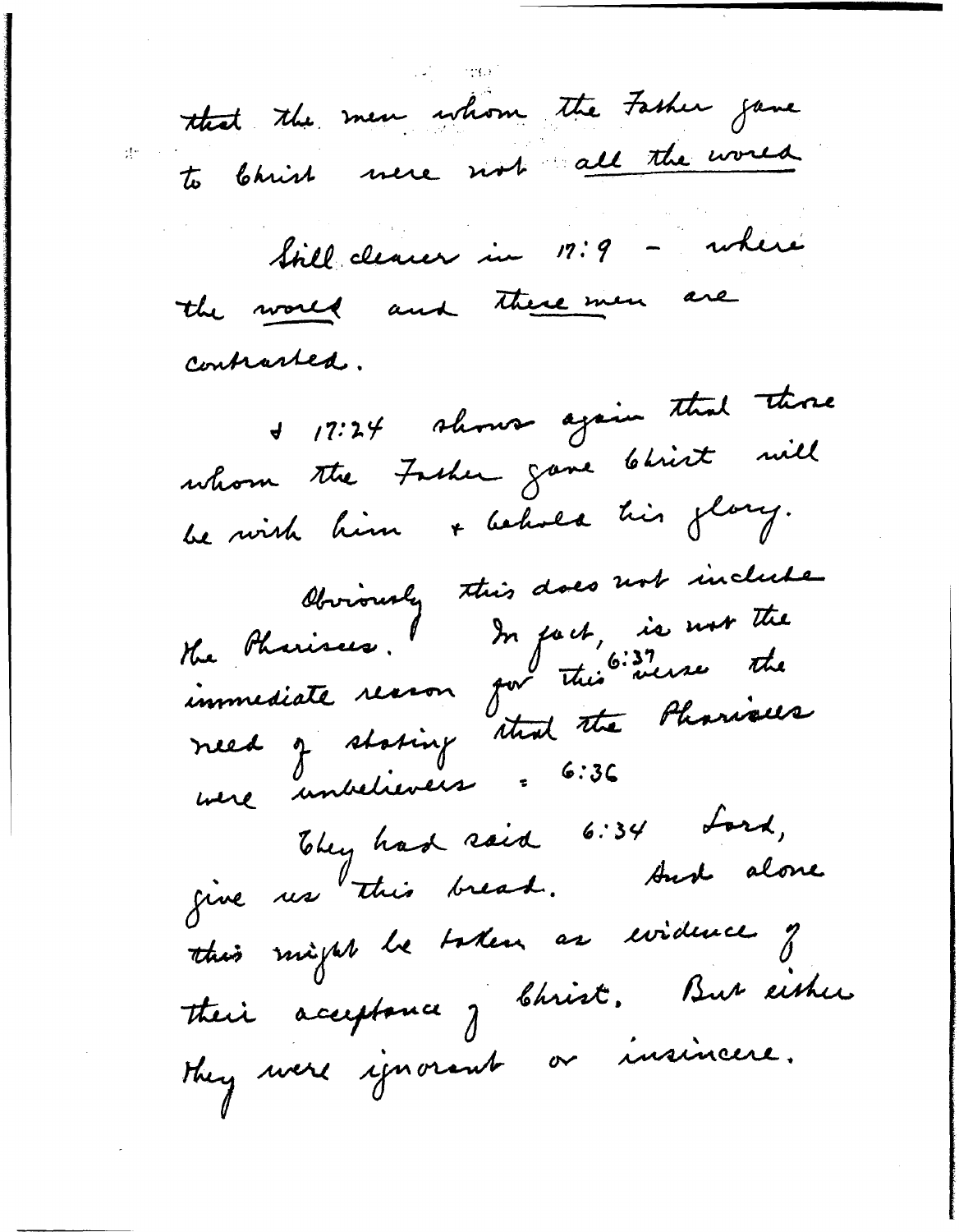that the men whom the Father gave to Christ were not <u>all the world</u>

Still clearer in 17:9 – where the <u>world</u> and <u>these men</u> are contrasted.

& 17:24 shows again that those whom the Father gave Christ will be with him & behold his glory.

Obviously this does not include the Pharisees. In fact, is not the immediate reason for this 6:37 verse the need of stating that the Pharisees were unbelievers = 6:36

They had said 6:34 Lord, give us this bread. And alone this might be taken as evidence of their acceptance of Christ. But either they were ignorant or insincere.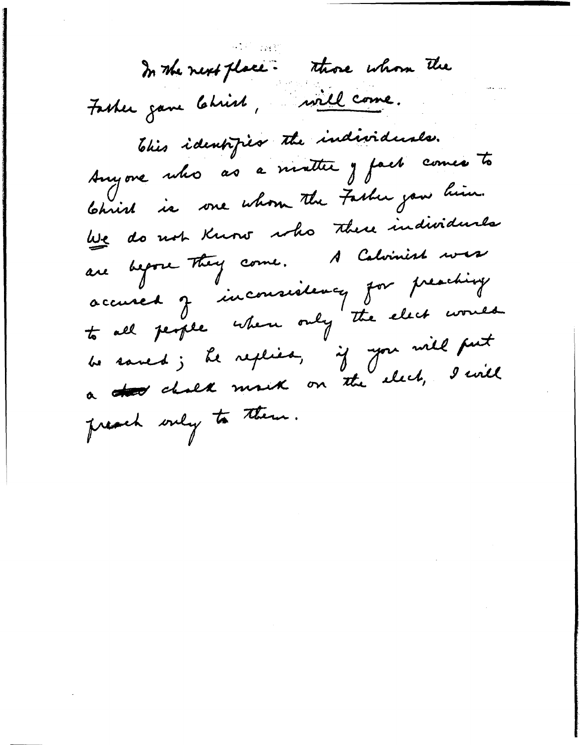In the next place: those whom the Father gave Christ, <u>will come</u>.

This identifies the individuals. Anyone who as a matter of fact comes to Christ is one whom the Father gave him. <u>We</u> do not know who these individuals are before they come. A Calvinist was accused of inconsistency for preaching to all people when only the elect would be saved; he replied, if you will put a ~~chalk~~ chalk mark on the elect, I will preach only to them.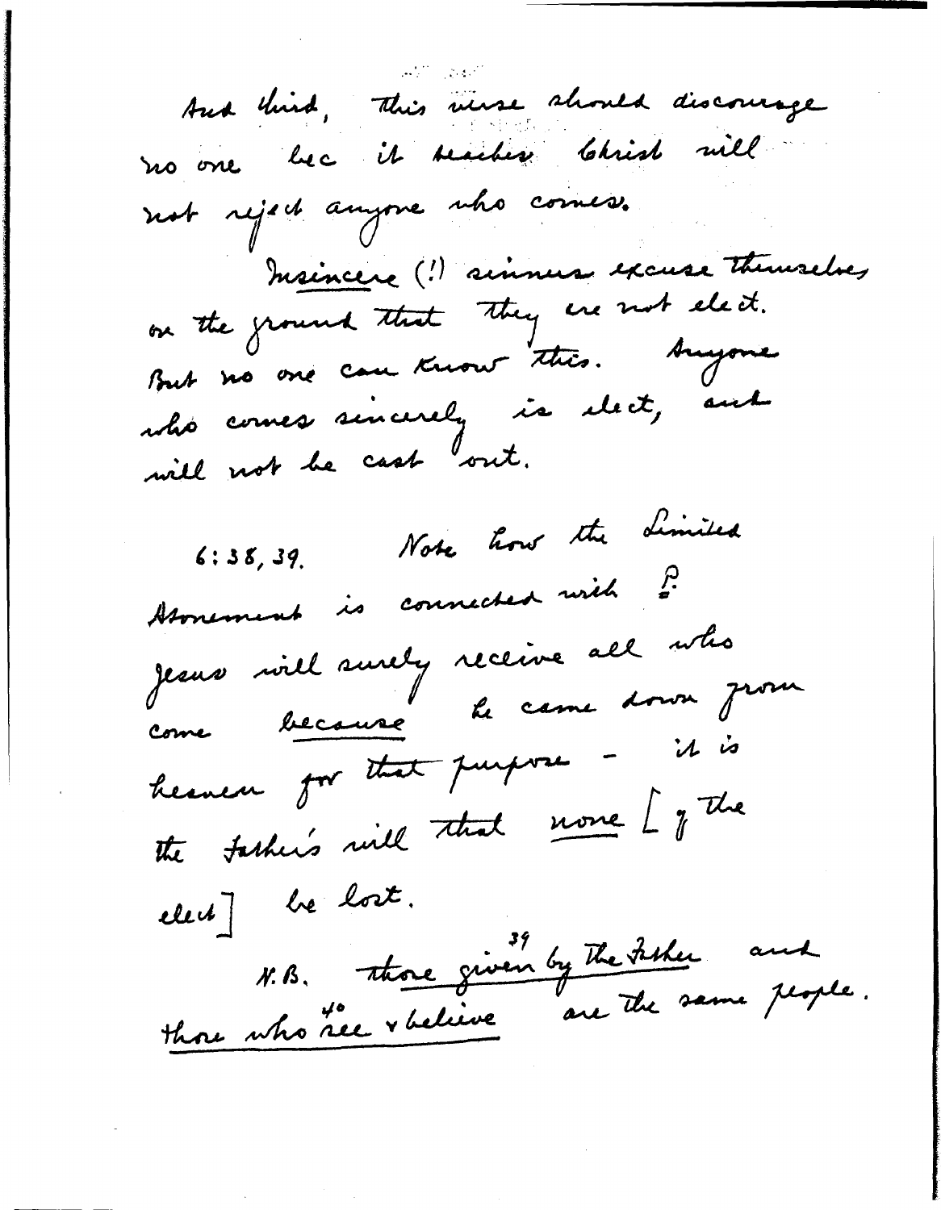And third, this verse should discourage no one bec it teaches Christ will not reject anyone who comes.

*Insincere* (!) sinners excuse themselves on the ground that they are not elect. But no one can know this. Anyone who comes sincerely is elect, and will not be cast out.

6:38, 39. Note how the Limited Atonement is connected with P. Jesus will surely receive all who come *because* he came down from heaven for that purpose - it is the Father's will that *none* [of the elect] be lost.

N.B. *those given by the Father*[39] and *those who see & believe*[40] are the same people.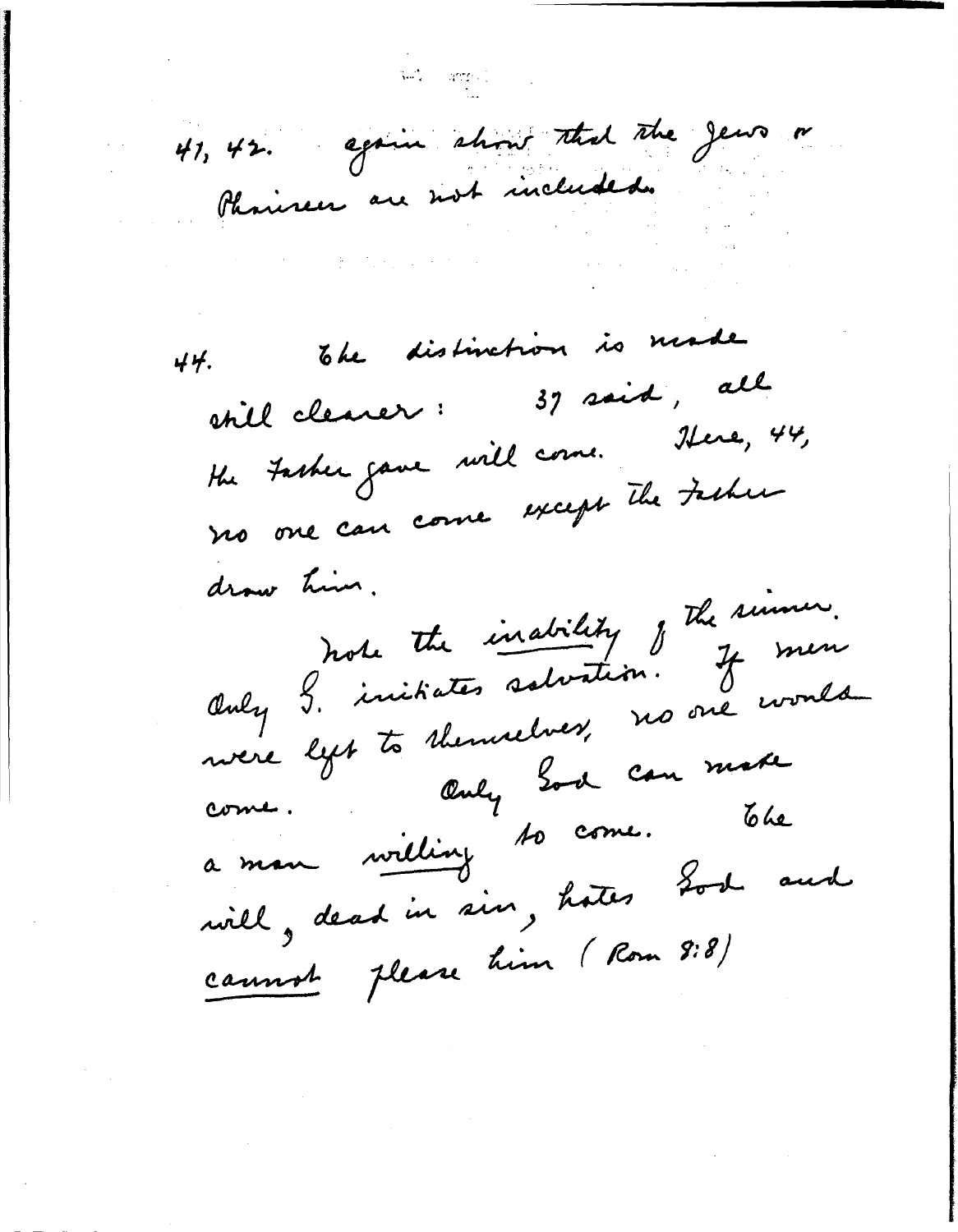41, 42. again show that the Jews or Pharisees are not included.

44. The distinction is made still clearer: 37 said, all the Father gave will come. Here, 44, no one can come except the Father draw him.

Note the inability of the sinner. Only G. initiates salvation. If men were left to themselves, no one would come. Only God can make a man willing to come. The will, dead in sin, hates God and cannot please him (Rom 8:8)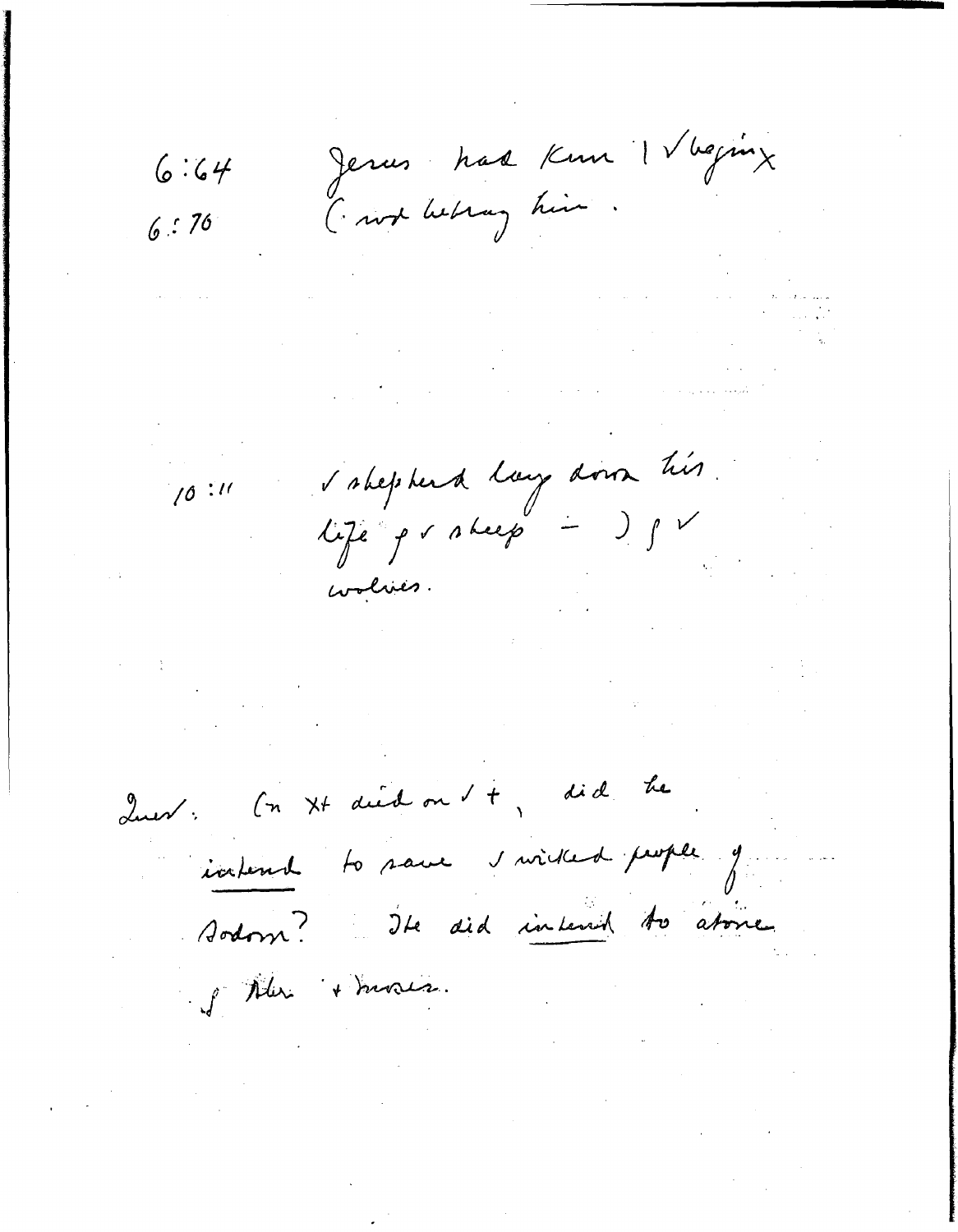6:64 Jesus had known | √ beginx
6:70 (· not betray him.

10:11 √ shepherd lays down his life for √ sheep – ) for √ wolves.

Quest: On Xt died on √ +, did he *intend* to save √ wicked people of Sodom? He did *intend* to atone for Abr. + Moses.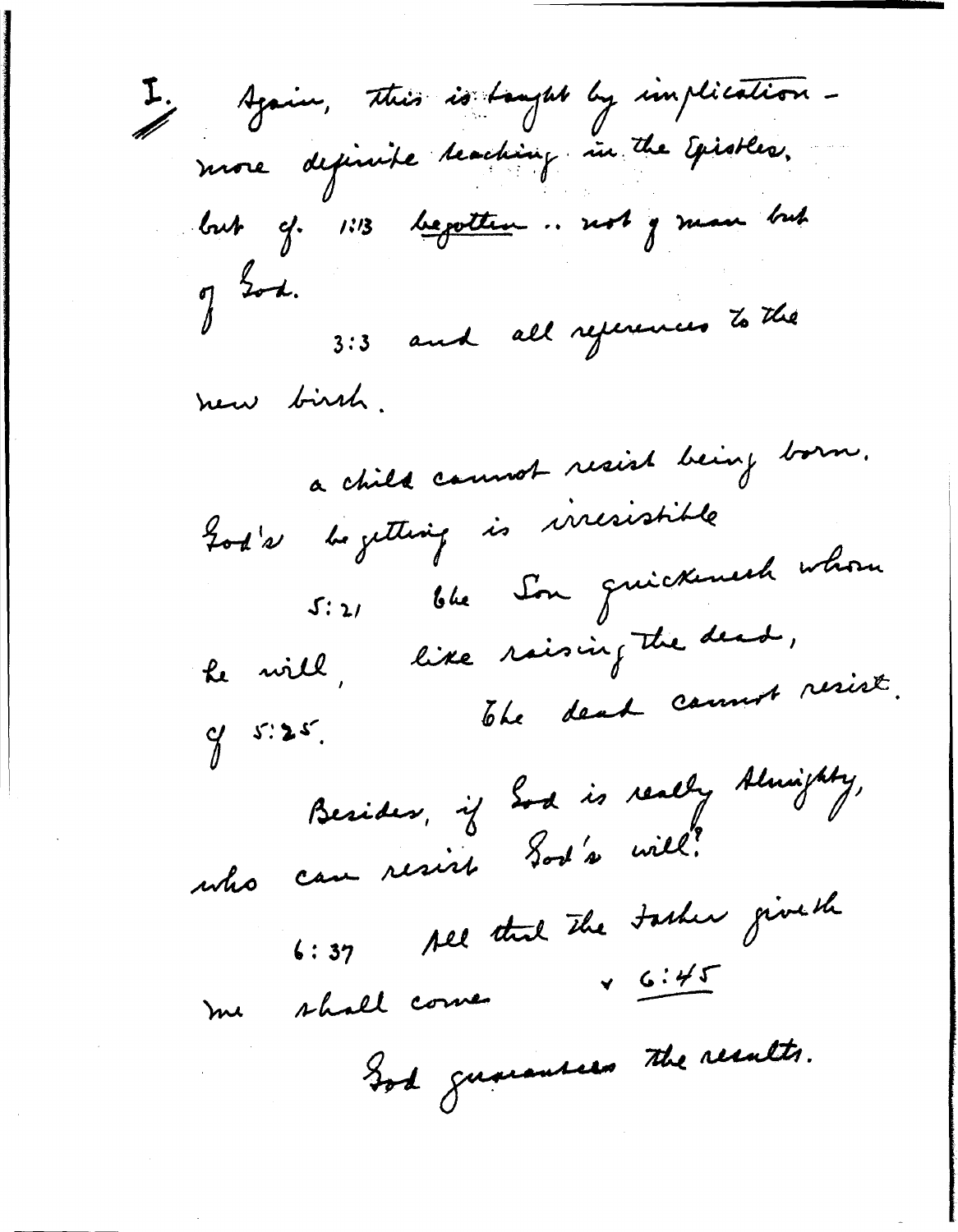I. Again, this is taught by implication - more definite teaching in the Epistles, but cf. 1:13 begotten .. not of man but of God.

3:3 and all references to the new birth.

a child cannot resist being born. God's begetting is irresistible

5:21 the Son quickeneth whom he will, like raising the dead, cf 5:25. The dead cannot resist.

Besides, if God is really Almighty, who can resist God's will?

6:37 All that the Father giveth me shall come + 6:45

God guarantees the results.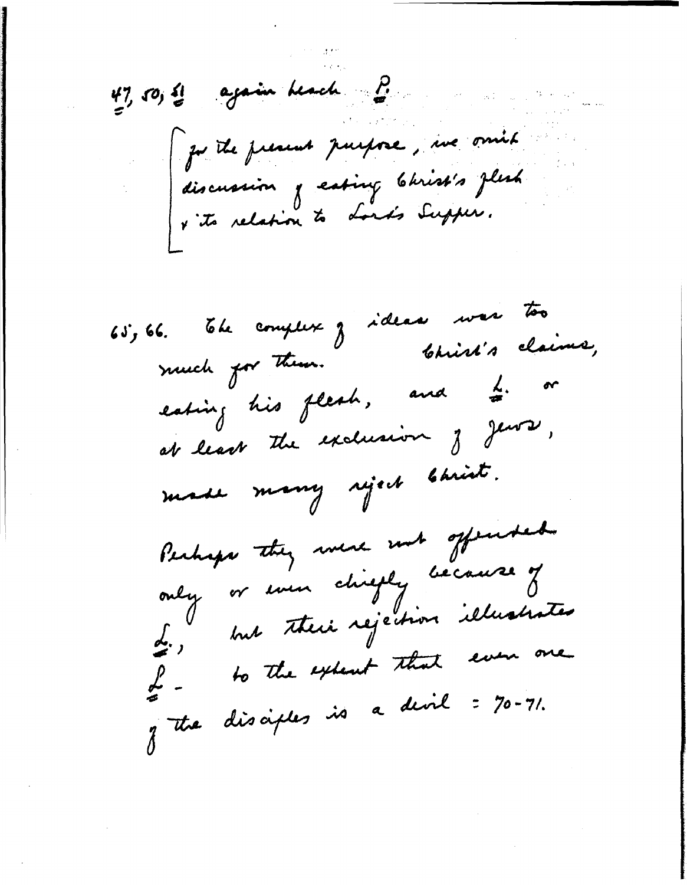47, 50, 51 again teach P.

[ for the present purpose, we omit discussion of eating Christ's flesh & its relation to Lord's Supper.

65, 66. The complex of ideas was too much for them. Christ's claims, eating his flesh, and L. or at least the exclusion of Jews, made many reject Christ.

Perhaps they were not offended only or even chiefly because of L., but their rejection illustrates P - to the extent that even one of the disciples is a devil = 70-71.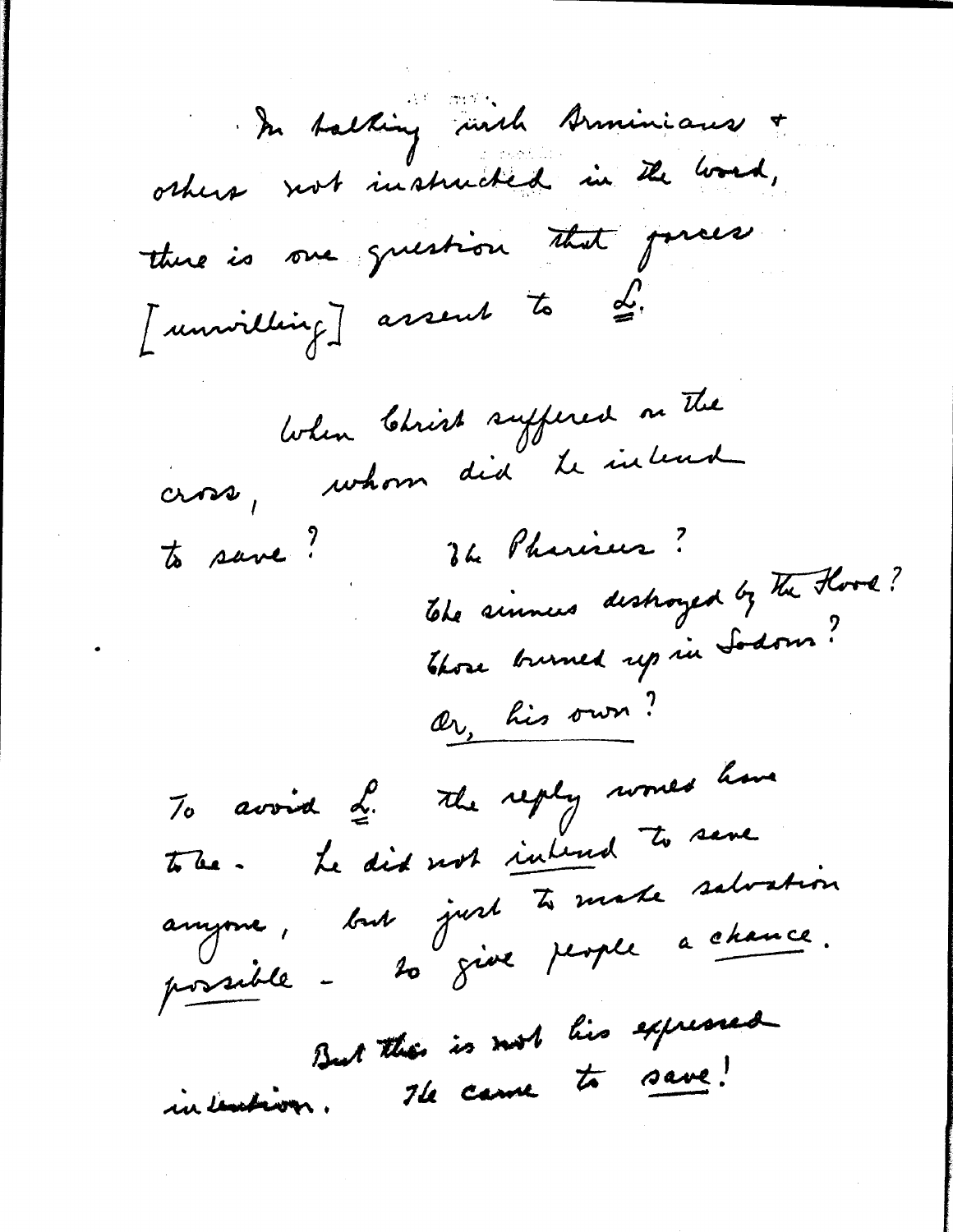In talking with Arminians & others not instructed in the word, there is one question that forces [unwilling] assent to L.

When Christ suffered on the cross, whom did he intend to save?

The Pharisees?
The sinners destroyed by the Flood?
Those burned up in Sodom?
Or, his own?

To avoid L. the reply would have to be - he did not *intend* to save anyone, but just to make salvation possible - to give people a *chance*.

But this is not his expressed intention. He came to *save*!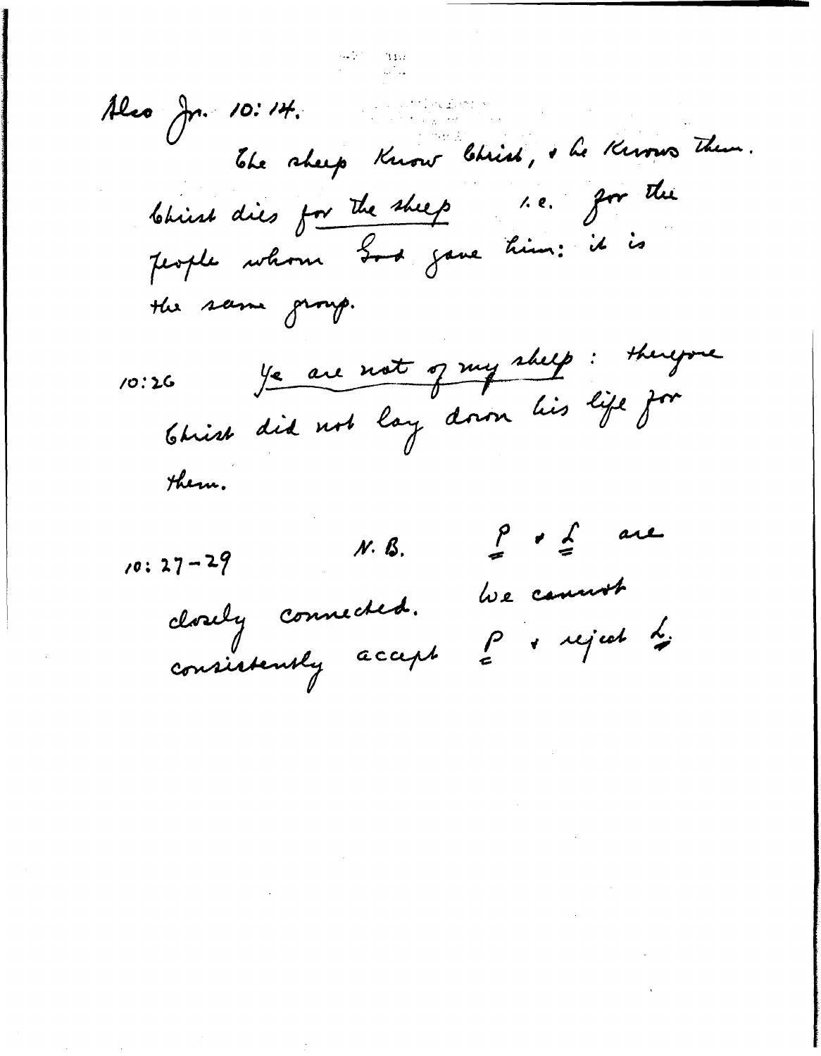Also Jn. 10:14.

The sheep know Christ, & he knows them.

Christ dies for <u>the sheep</u> i.e. for the people whom God gave him: it is the same group.

10:26 <u>Ye are not of my sheep</u>: therefore Christ did not lay down his life for them.

10:27–29 N. B. <u>P</u> & <u>L</u> are closely connected. We cannot consistently accept <u>P</u> & reject <u>L</u>.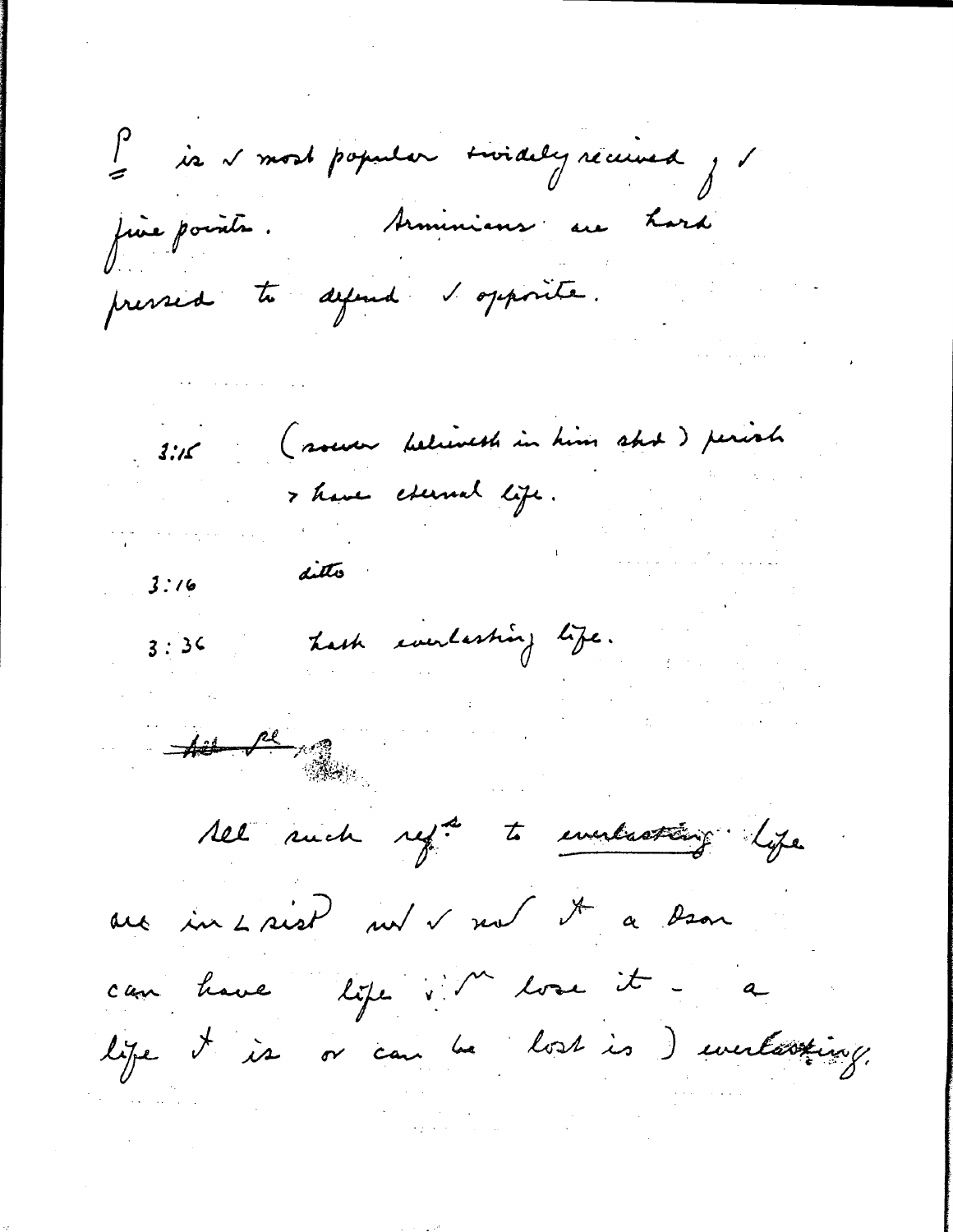P is ✓ most popular widely received of ✓ five points. Arminians are hard pressed to defend ✓ opposite.

3:15 (whoever believeth in him shd) perish & have eternal life.

3:16 ditto

3:36 hath everlasting life.

~~All pl~~

All such refs to everlasting life are inconsist with ✓ not that a person can have life & then lose it - a life that is or can be lost is ) everlasting.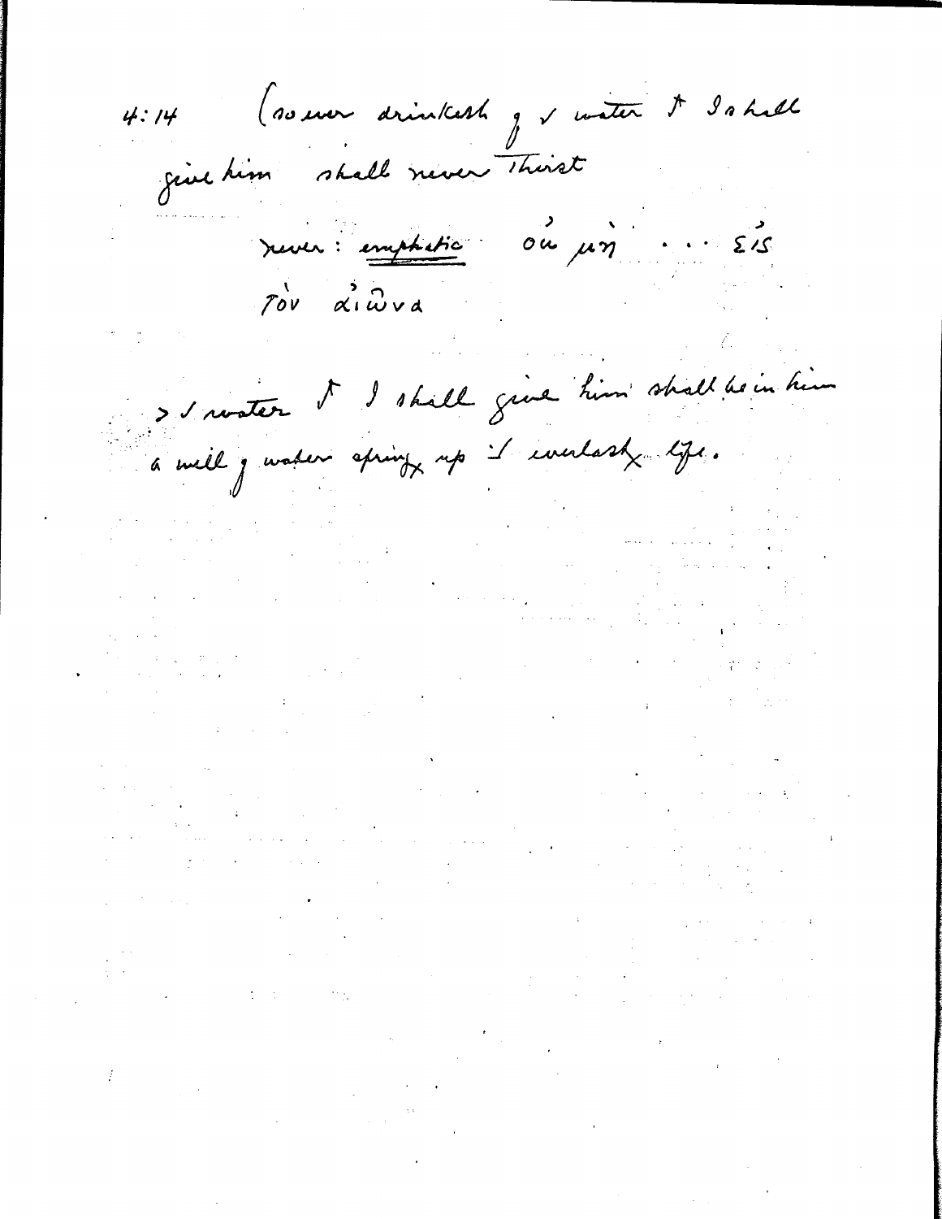4:14 (so ever drinketh of the water that I shall give him shall never thirst

never: emphatic οὐ μὴ ... εἰς τὸν αἰῶνα

> the water that I shall give him shall be in him a well of water springing up into everlasting life.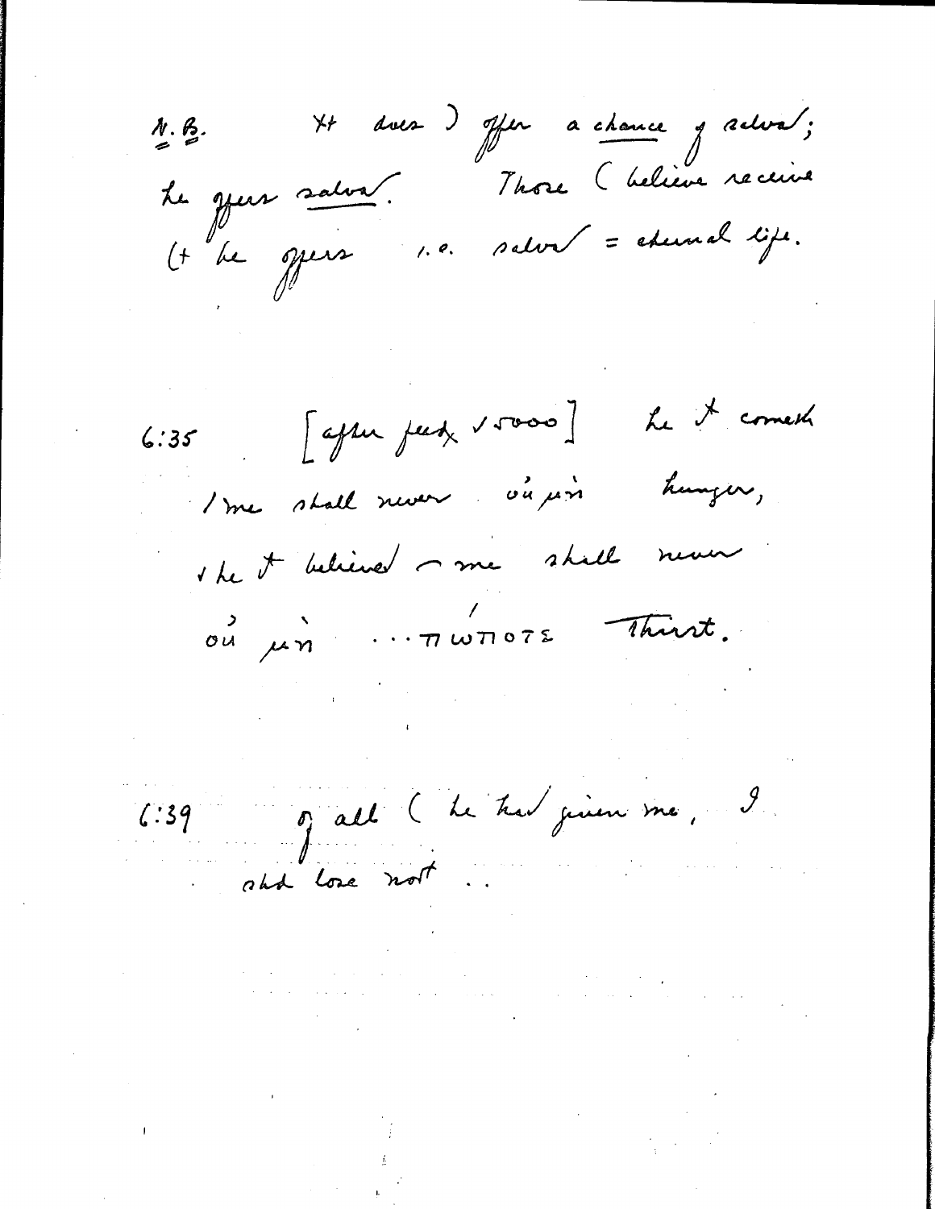N.B. Xt does not offer a chance of salvation; he offers salvation. Those who believe receive what he offers i.e. salvation = eternal life.

6:35 [after feeding 5000] he that cometh to me shall never οὐ μὴ hunger, and he that believeth on me shall never οὐ μὴ ... πώποτε thirst.

6:39 of all which he hath given me, I should lose not ..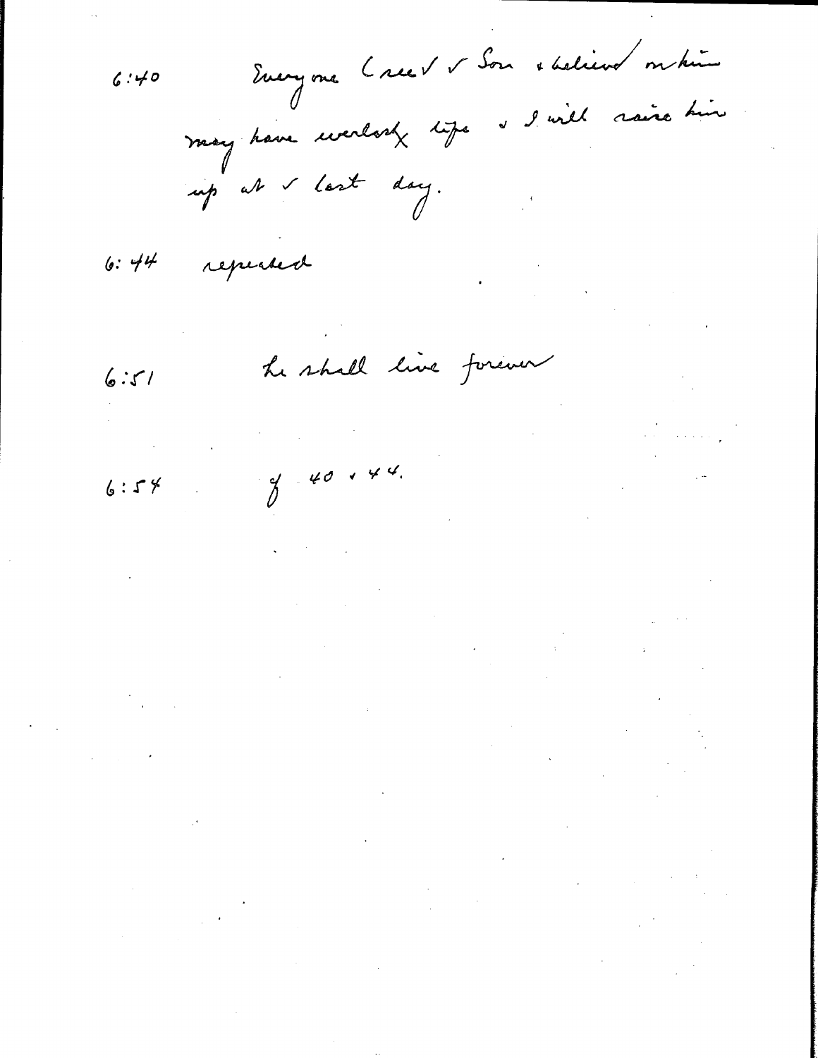6:40 Everyone (see √ √ Son & believed on him may have everlasting life & I will raise him up at √ last day.

6:44 repeated

6:51 he shall live forever

6:54 of 40 & 44.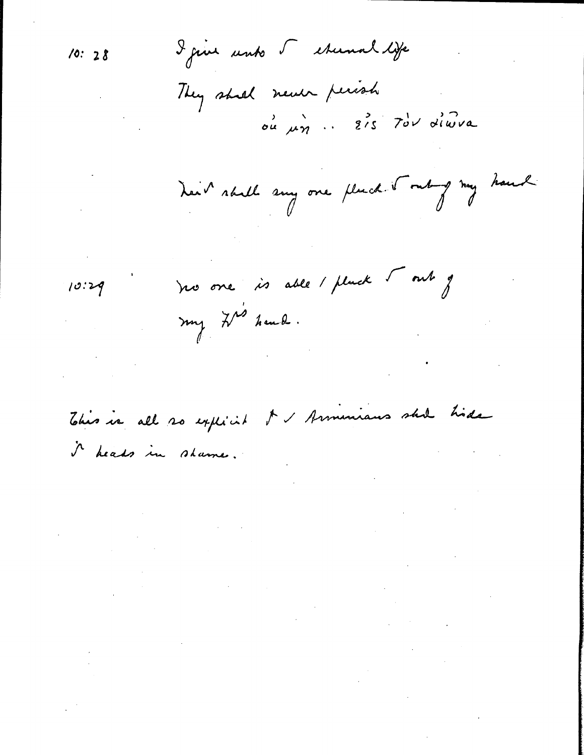10:28 I give unto ✓ eternal life

They shall never perish

οὐ μὴ .. εἰς τὸν αἰῶνα

Neit shall any one pluck ✓ out of my hand

10:29 no one is able / pluck ✓ out of my F's hand.

This is all so explicit ∤ / Arminians shd hide ⁊ heads in shame.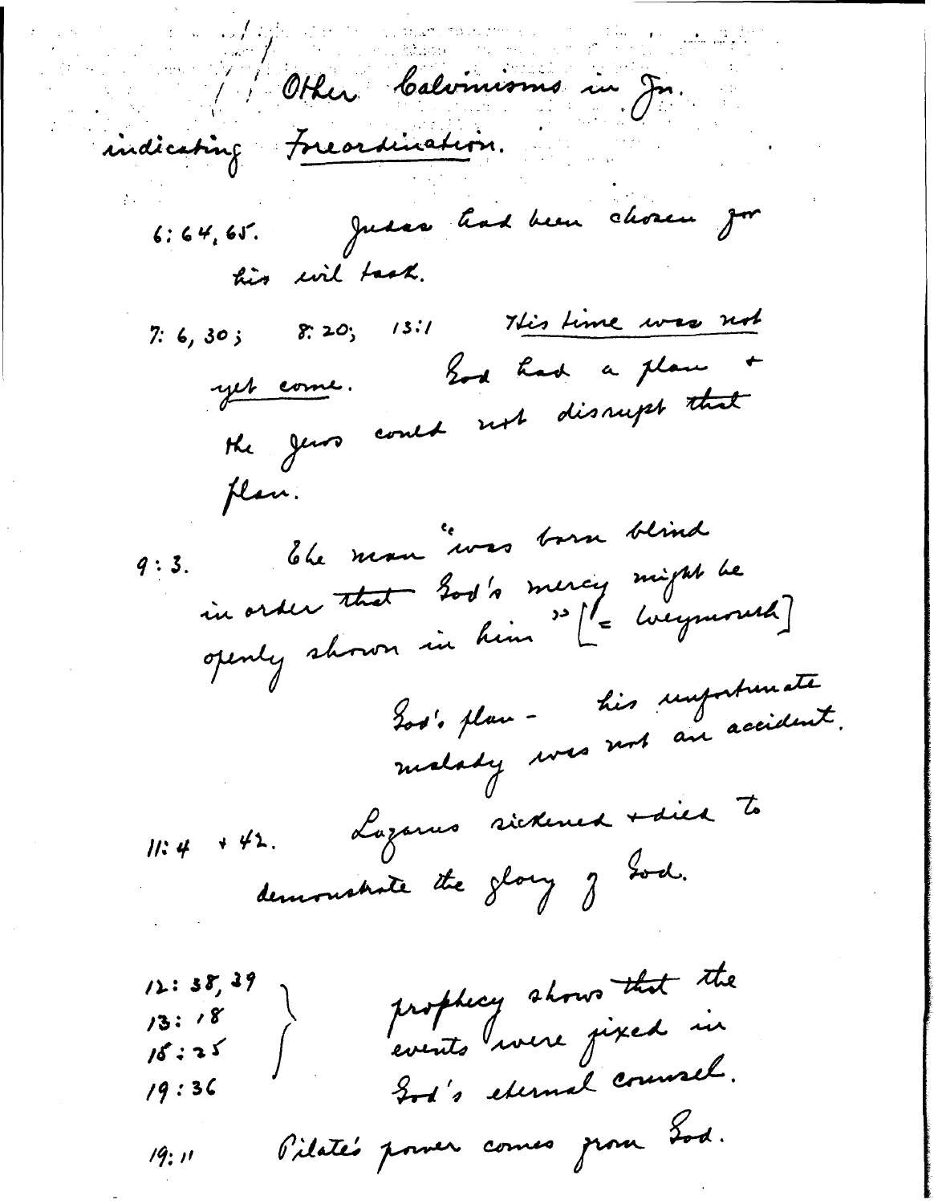Other Calvinisms in Jn.
indicating <u>Foreordination</u>.

6:64, 65. Judas had been chosen for his evil task.

7: 6, 30; 8: 20; 13:1 <u>His time was not yet come</u>. God had a plan + the Jews could not disrupt that plan.

9:3. The man "was born blind in order that God's mercy might be openly shown in him" [= Weymouth]

God's plan - his unfortunate malady was not an accident.

11:4 + 42. Lazarus sickened + died to demonstrate the glory of God.

12: 38, 39
13: 18
15: 25
19: 36

} prophecy shows that the events were fixed in God's eternal counsel.

19:11 Pilate's power comes from God.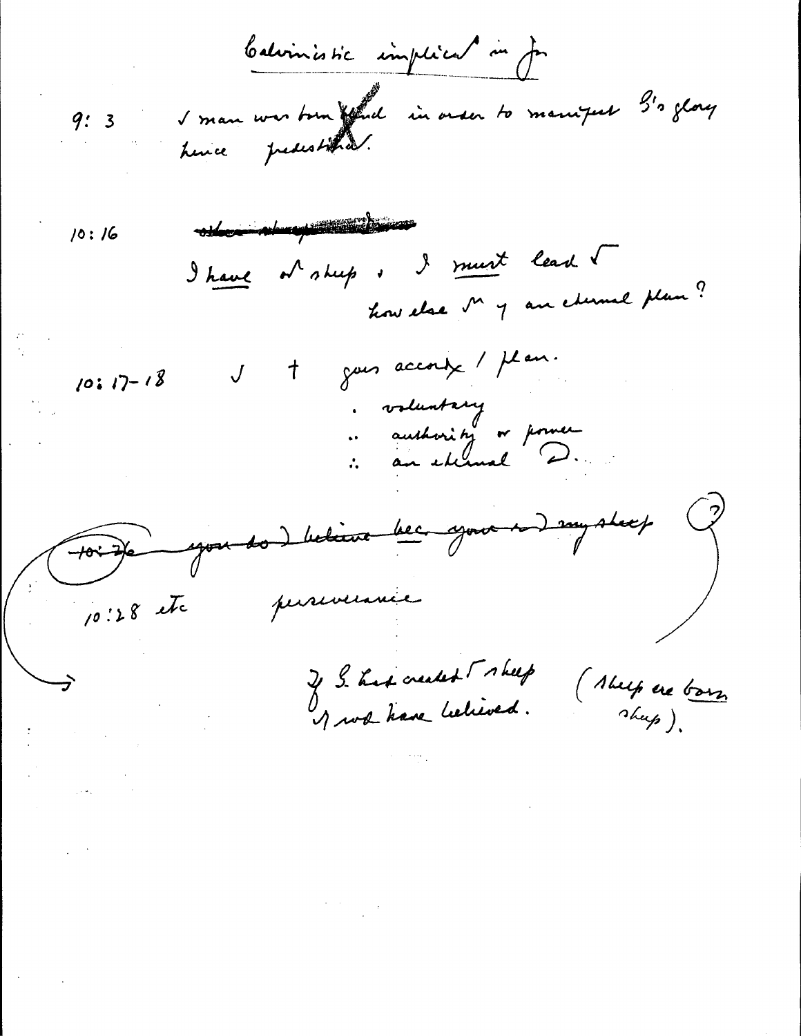Calvinistic implicat in Jn

9: 3 — the man was born ~~blind~~ in order to manifest G's glory hence predestined.

10: 16 — ~~other sheep...~~

I have other sheep & I must lead them
how else then by an eternal plan?

10: 17-18 — J + gives accordy / plan.

- . voluntary
- .. authority or power
- :. an eternal D.

~~10: 26 you do not believe bec. you are not my sheep~~ (?)

10: 28 etc — perseverance

→ If G. had created them sheep they wd have believed. (sheep are born sheep).